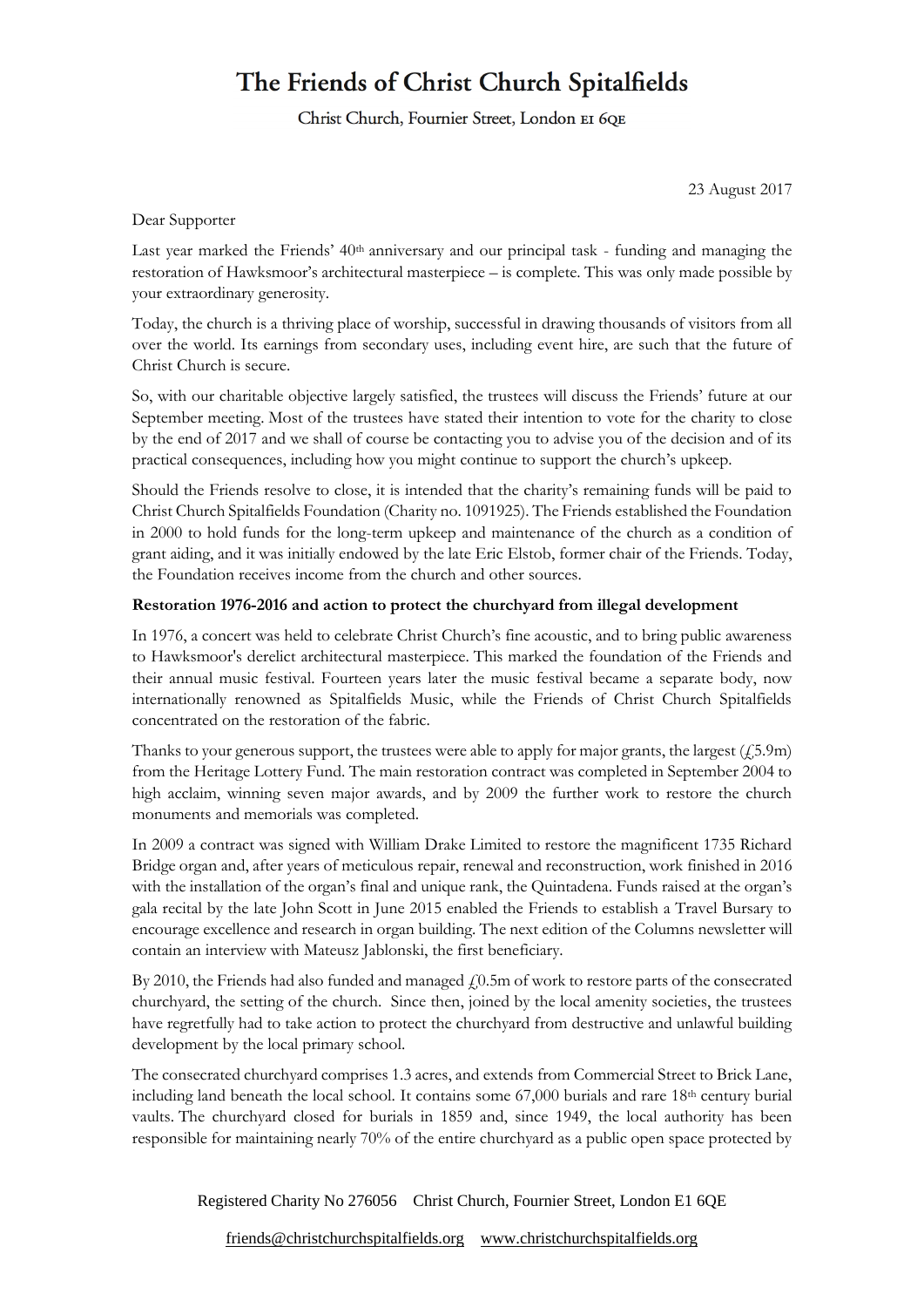# The Friends of Christ Church Spitalfields

Christ Church, Fournier Street, London E1 6QE

23 August 2017

Dear Supporter

Last year marked the Friends' 40th anniversary and our principal task - funding and managing the restoration of Hawksmoor's architectural masterpiece – is complete. This was only made possible by your extraordinary generosity.

Today, the church is a thriving place of worship, successful in drawing thousands of visitors from all over the world. Its earnings from secondary uses, including event hire, are such that the future of Christ Church is secure.

So, with our charitable objective largely satisfied, the trustees will discuss the Friends' future at our September meeting. Most of the trustees have stated their intention to vote for the charity to close by the end of 2017 and we shall of course be contacting you to advise you of the decision and of its practical consequences, including how you might continue to support the church's upkeep.

Should the Friends resolve to close, it is intended that the charity's remaining funds will be paid to Christ Church Spitalfields Foundation (Charity no. 1091925). The Friends established the Foundation in 2000 to hold funds for the long-term upkeep and maintenance of the church as a condition of grant aiding, and it was initially endowed by the late Eric Elstob, former chair of the Friends. Today, the Foundation receives income from the church and other sources.

**Restoration 1976-2016 and action to protect the churchyard from illegal development**

In 1976, a concert was held to celebrate Christ Church's fine acoustic, and to bring public awareness to Hawksmoor's derelict architectural masterpiece. This marked the foundation of the Friends and their annual music festival. Fourteen years later the music festival became a separate body, now internationally renowned as Spitalfields Music, while the Friends of Christ Church Spitalfields concentrated on the restoration of the fabric.

Thanks to your generous support, the trustees were able to apply for major grants, the largest (£5.9m) from the Heritage Lottery Fund. The main restoration contract was completed in September 2004 to high acclaim, winning seven major awards, and by 2009 the further work to restore the church monuments and memorials was completed.

In 2009 a contract was signed with William Drake Limited to restore the magnificent 1735 Richard Bridge organ and, after years of meticulous repair, renewal and reconstruction, work finished in 2016 with the installation of the organ's final and unique rank, the Quintadena. Funds raised at the organ's gala recital by the late John Scott in June 2015 enabled the Friends to establish a Travel Bursary to encourage excellence and research in organ building. The next edition of the Columns newsletter will contain an interview with Mateusz Jablonski, the first beneficiary.

By 2010, the Friends had also funded and managed £0.5m of work to restore parts of the consecrated churchyard, the setting of the church. Since then, joined by the local amenity societies, the trustees have regretfully had to take action to protect the churchyard from destructive and unlawful building development by the local primary school.

The consecrated churchyard comprises 1.3 acres, and extends from Commercial Street to Brick Lane, including land beneath the local school. It contains some 67,000 burials and rare 18th century burial vaults. The churchyard closed for burials in 1859 and, since 1949, the local authority has been responsible for maintaining nearly 70% of the entire churchyard as a public open space protected by

Registered Charity No 276056 Christ Church, Fournier Street, London E1 6QE

friends@christchurchspitalfields.org www.christchurchspitalfields.org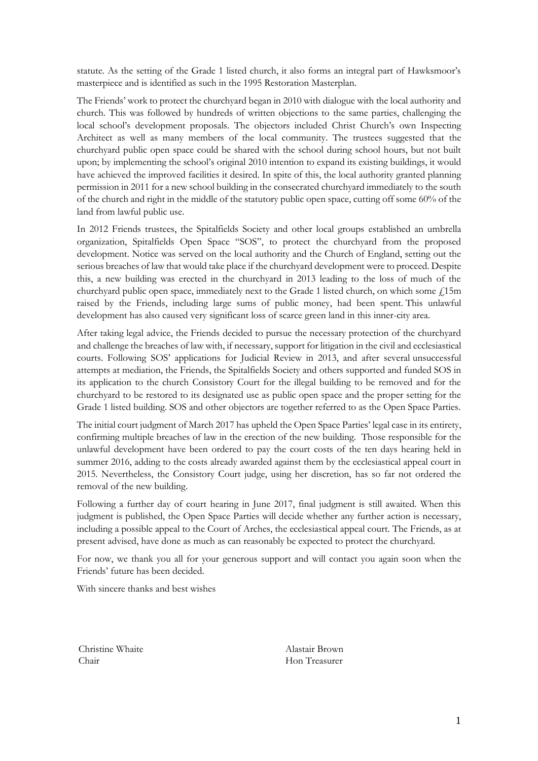statute. As the setting of the Grade 1 listed church, it also forms an integral part of Hawksmoor's masterpiece and is identified as such in the 1995 Restoration Masterplan.

The Friends' work to protect the churchyard began in 2010 with dialogue with the local authority and church. This was followed by hundreds of written objections to the same parties, challenging the local school's development proposals. The objectors included Christ Church's own Inspecting Architect as well as many members of the local community. The trustees suggested that the churchyard public open space could be shared with the school during school hours, but not built upon; by implementing the school's original 2010 intention to expand its existing buildings, it would have achieved the improved facilities it desired. In spite of this, the local authority granted planning permission in 2011 for a new school building in the consecrated churchyard immediately to the south of the church and right in the middle of the statutory public open space, cutting off some 60% of the land from lawful public use.

In 2012 Friends trustees, the Spitalfields Society and other local groups established an umbrella organization, Spitalfields Open Space "SOS", to protect the churchyard from the proposed development. Notice was served on the local authority and the Church of England, setting out the serious breaches of law that would take place if the churchyard development were to proceed. Despite this, a new building was erected in the churchyard in 2013 leading to the loss of much of the churchyard public open space, immediately next to the Grade 1 listed church, on which some £15m raised by the Friends, including large sums of public money, had been spent. This unlawful development has also caused very significant loss of scarce green land in this inner-city area.

After taking legal advice, the Friends decided to pursue the necessary protection of the churchyard and challenge the breaches of law with, if necessary, support for litigation in the civil and ecclesiastical courts. Following SOS' applications for Judicial Review in 2013, and after several unsuccessful attempts at mediation, the Friends, the Spitalfields Society and others supported and funded SOS in its application to the church Consistory Court for the illegal building to be removed and for the churchyard to be restored to its designated use as public open space and the proper setting for the Grade 1 listed building. SOS and other objectors are together referred to as the Open Space Parties.

The initial court judgment of March 2017 has upheld the Open Space Parties' legal case in its entirety, confirming multiple breaches of law in the erection of the new building. Those responsible for the unlawful development have been ordered to pay the court costs of the ten days hearing held in summer 2016, adding to the costs already awarded against them by the ecclesiastical appeal court in 2015. Nevertheless, the Consistory Court judge, using her discretion, has so far not ordered the removal of the new building.

Following a further day of court hearing in June 2017, final judgment is still awaited. When this judgment is published, the Open Space Parties will decide whether any further action is necessary, including a possible appeal to the Court of Arches, the ecclesiastical appeal court. The Friends, as at present advised, have done as much as can reasonably be expected to protect the churchyard.

For now, we thank you all for your generous support and will contact you again soon when the Friends' future has been decided.

With sincere thanks and best wishes

Christine Whaite
Chair

Alastair Brown
Hon Treasurer